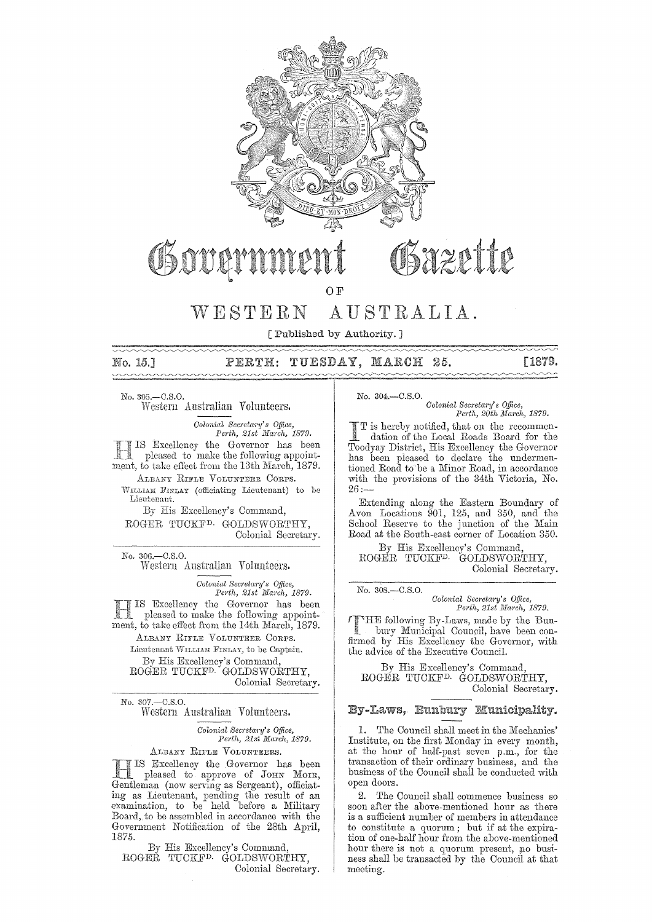# Government Gazette

OF

# WESTERN AUSTRALIA.

[ Published by Authority. ]

No. 15.] PERTH: TUESDAY, MARCH 25. [1879.

---

No. 305.—C.S.O.

## Western Australian Volunteers.

*Colonial Secretary's Office,*
*Perth, 21st March, 1879.*

HIS Excellency the Governor has been pleased to make the following appointment, to take effect from the 13th March, 1879.

ALBANY RIFLE VOLUNTEER CORPS.

WILLIAM FINLAY (officiating Lieutenant) to be Lieutenant.

By His Excellency's Command,
ROGER TUCKFD. GOLDSWORTHY,
Colonial Secretary.

---

No. 306.—C.S.O.

## Western Australian Volunteers.

*Colonial Secretary's Office,*
*Perth, 21st March, 1879.*

HIS Excellency the Governor has been pleased to make the following appointment, to take effect from the 14th March, 1879.

ALBANY RIFLE VOLUNTEER CORPS.

Lieutenant WILLIAM FINLAY, to be Captain.

By His Excellency's Command,
ROGER TUCKFD. GOLDSWORTHY,
Colonial Secretary.

---

No. 307.—C.S.O.

## Western Australian Volunteers.

*Colonial Secretary's Office,*
*Perth, 21st March, 1879.*

ALBANY RIFLE VOLUNTEERS.

HIS Excellency the Governor has been pleased to approve of JOHN MOIR, Gentleman (now serving as Sergeant), officiating as Lieutenant, pending the result of an examination, to be held before a Military Board, to be assembled in accordance with the Government Notification of the 28th April, 1875.

By His Excellency's Command,
ROGER TUCKFD. GOLDSWORTHY,
Colonial Secretary.

---

No. 304.—C.S.O.

*Colonial Secretary's Office,*
*Perth, 20th March, 1879.*

IT is hereby notified, that on the recommendation of the Local Roads Board for the Toodyay District, His Excellency the Governor has been pleased to declare the undermentioned Road to be a Minor Road, in accordance with the provisions of the 34th Victoria, No. 26:—

Extending along the Eastern Boundary of Avon Locations 901, 125, and 350, and the School Reserve to the junction of the Main Road at the South-east corner of Location 350.

By His Excellency's Command,
ROGER TUCKFD. GOLDSWORTHY,
Colonial Secretary.

---

No. 308.—C.S.O.

*Colonial Secretary's Office,*
*Perth, 21st March, 1879.*

THE following By-Laws, made by the Bunbury Municipal Council, have been confirmed by His Excellency the Governor, with the advice of the Executive Council.

By His Excellency's Command,
ROGER TUCKFD. GOLDSWORTHY,
Colonial Secretary.

## By-Laws, Bunbury Municipality.

1. The Council shall meet in the Mechanics' Institute, on the first Monday in every month, at the hour of half-past seven p.m., for the transaction of their ordinary business, and the business of the Council shall be conducted with open doors.

2. The Council shall commence business so soon after the above-mentioned hour as there is a sufficient number of members in attendance to constitute a quorum; but if at the expiration of one-half hour from the above-mentioned hour there is not a quorum present, no business shall be transacted by the Council at that meeting.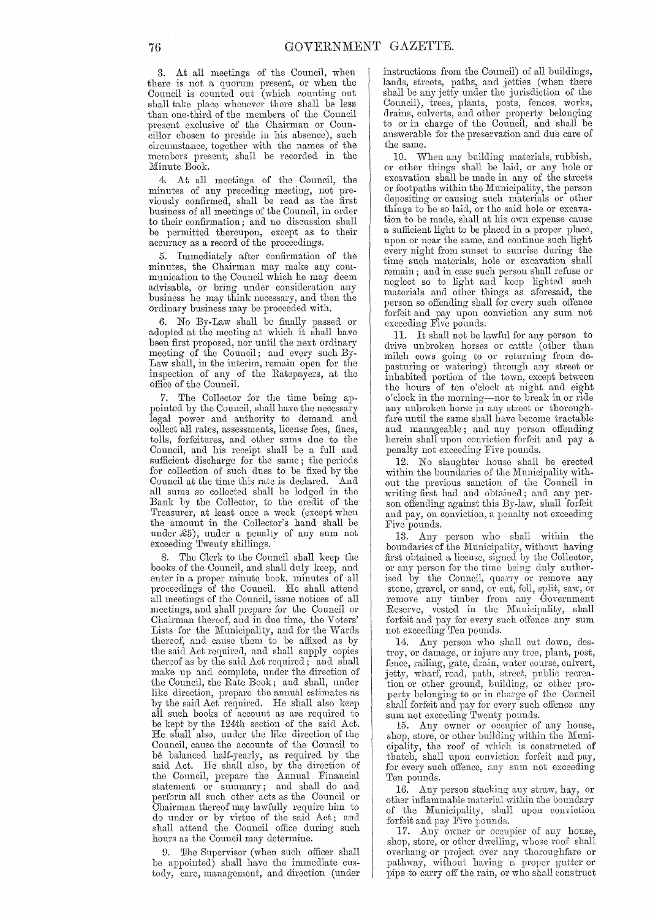3. At all meetings of the Council, when there is not a quorum present, or when the Council is counted out (which counting out shall take place whenever there shall be less than one-third of the members of the Council present exclusive of the Chairman or Councillor chosen to preside in his absence), such circumstance, together with the names of the members present, shall be recorded in the Minute Book.

4. At all meetings of the Council, the minutes of any preceding meeting, not previously confirmed, shall be read as the first business of all meetings of the Council, in order to their confirmation; and no discussion shall be permitted thereupon, except as to their accuracy as a record of the proceedings.

5. Immediately after confirmation of the minutes, the Chairman may make any communication to the Council which he may deem advisable, or bring under consideration any business he may think necessary, and then the ordinary business may be proceeded with.

6. No By-Law shall be finally passed or adopted at the meeting at which it shall have been first proposed, nor until the next ordinary meeting of the Council; and every such By-Law shall, in the interim, remain open for the inspection of any of the Ratepayers, at the office of the Council.

7. The Collector for the time being appointed by the Council, shall have the necessary legal power and authority to demand and collect all rates, assessments, license fees, fines, tolls, forfeitures, and other sums due to the Council, and his receipt shall be a full and sufficient discharge for the same; the periods for collection of such dues to be fixed by the Council at the time this rate is declared. And all sums so collected shall be lodged in the Bank by the Collector, to the credit of the Treasurer, at least once a week (except when the amount in the Collector's hand shall be under £5), under a penalty of any sum not exceeding Twenty shillings.

8. The Clerk to the Council shall keep the books of the Council, and shall duly keep, and enter in a proper minute book, minutes of all proceedings of the Council. He shall attend all meetings of the Council, issue notices of all meetings, and shall prepare for the Council or Chairman thereof, and in due time, the Voters' Lists for the Municipality, and for the Wards thereof, and cause them to be affixed as by the said Act required, and shall supply copies thereof as by the said Act required; and shall make up and complete, under the direction of the Council, the Rate Book; and shall, under like direction, prepare the annual estimates as by the said Act required. He shall also keep all such books of account as are required to be kept by the 124th section of the said Act. He shall also, under the like direction of the Council, cause the accounts of the Council to be balanced half-yearly, as required by the said Act. He shall also, by the direction of the Council, prepare the Annual Financial statement or summary; and shall do and perform all such other acts as the Council or Chairman thereof may lawfully require him to do under or by virtue of the said Act; and shall attend the Council office during such hours as the Council may determine.

9. The Supervisor (when such officer shall be appointed) shall have the immediate custody, care, management, and direction (under instructions from the Council) of all buildings, lands, streets, paths, and jetties (when there shall be any jetty under the jurisdiction of the Council), trees, plants, posts, fences, works, drains, culverts, and other property belonging to or in charge of the Council, and shall be answerable for the preservation and due care of the same.

10. When any building materials, rubbish, or other things shall be laid, or any hole or excavation shall be made in any of the streets or footpaths within the Municipality, the person depositing or causing such materials or other things to be so laid, or the said hole or excavation to be made, shall at his own expense cause a sufficient light to be placed in a proper place, upon or near the same, and continue such light every night from sunset to sunrise during the time such materials, hole or excavation shall remain; and in case such person shall refuse or neglect so to light and keep lighted such materials and other things as aforesaid, the person so offending shall for every such offence forfeit and pay upon conviction any sum not exceeding Five pounds.

11. It shall not be lawful for any person to drive unbroken horses or cattle (other than milch cows going to or returning from depasturing or watering) through any street or inhabited portion of the town, except between the hours of ten o'clock at night and eight o'clock in the morning—nor to break in or ride any unbroken horse in any street or thoroughfare until the same shall have become tractable and manageable; and any person offending herein shall upon conviction forfeit and pay a penalty not exceeding Five pounds.

12. No slaughter house shall be erected within the boundaries of the Municipality without the previous sanction of the Council in writing first had and obtained; and any person offending against this By-law, shall forfeit and pay, on conviction, a penalty not exceeding Five pounds.

13. Any person who shall within the boundaries of the Municipality, without having first obtained a license, signed by the Collector, or any person for the time being duly authorised by the Council, quarry or remove any stone, gravel, or sand, or cut, fell, split, saw, or remove any timber from any Government Reserve, vested in the Municipality, shall forfeit and pay for every such offence any sum not exceeding Ten pounds.

14. Any person who shall cut down, destroy, or damage, or injure any tree, plant, post, fence, railing, gate, drain, water course, culvert, jetty, wharf, road, path, street, public recreation or other ground, building, or other property belonging to or in charge of the Council shall forfeit and pay for every such offence any sum not exceeding Twenty pounds.

15. Any owner or occupier of any house, shop, store, or other building within the Municipality, the roof of which is constructed of thatch, shall upon conviction forfeit and pay, for every such offence, any sum not exceeding Ten pounds.

16. Any person stacking any straw, hay, or other inflammable material within the boundary of the Municipality, shall upon conviction forfeit and pay Five pounds.

17. Any owner or occupier of any house, shop, store, or other dwelling, whose roof shall overhang or project over any thoroughfare or pathway, without having a proper gutter or pipe to carry off the rain, or who shall construct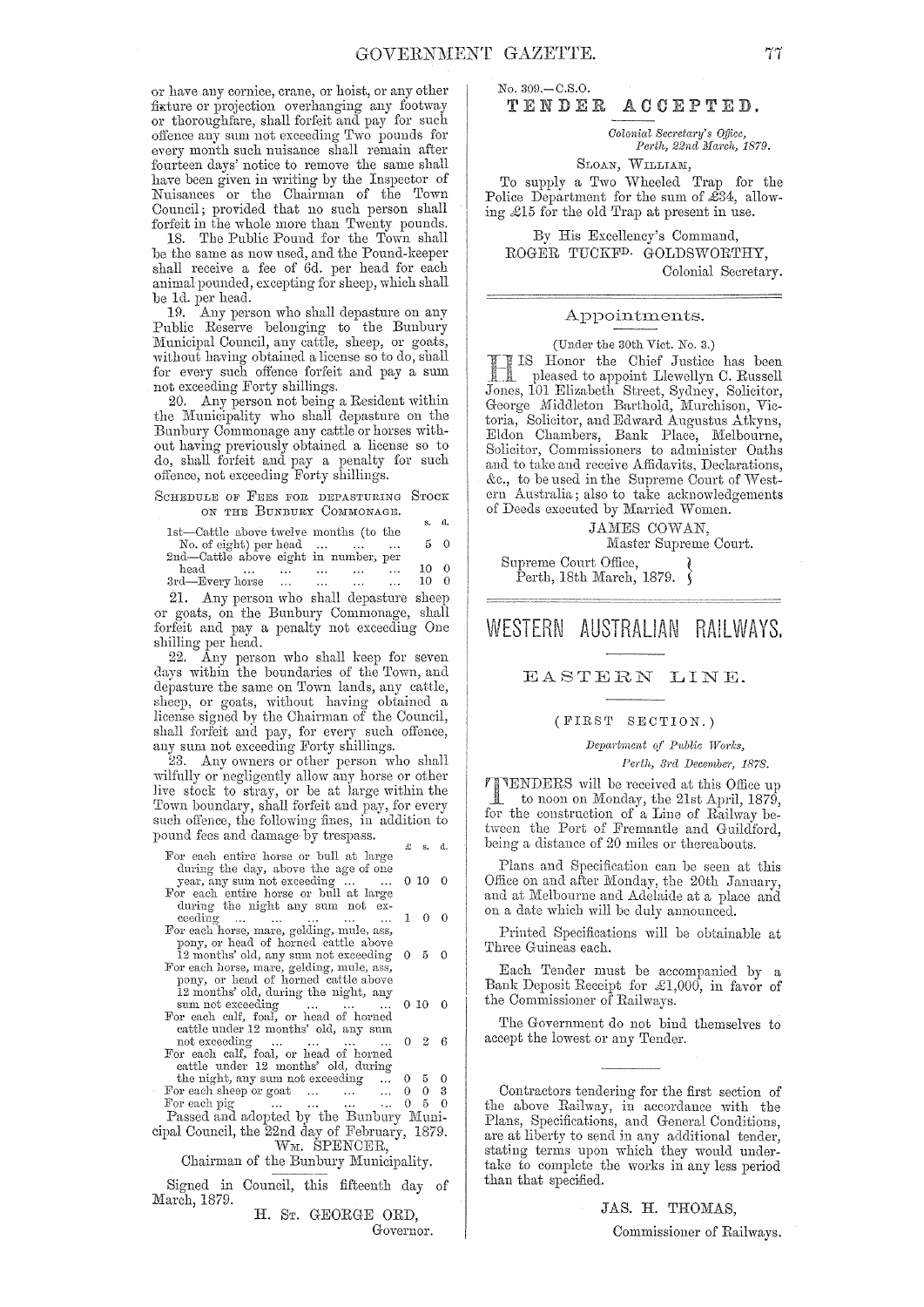or have any cornice, crane, or hoist, or any other fixture or projection overhanging any footway or thoroughfare, shall forfeit and pay for such offence any sum not exceeding Two pounds for every month such nuisance shall remain after fourteen days' notice to remove the same shall have been given in writing by the Inspector of Nuisances or the Chairman of the Town Council; provided that no such person shall forfeit in the whole more than Twenty pounds.

18. The Public Pound for the Town shall be the same as now used, and the Pound-keeper shall receive a fee of 6d. per head for each animal pounded, excepting for sheep, which shall be 1d. per head.

19. Any person who shall depasture on any Public Reserve belonging to the Bunbury Municipal Council, any cattle, sheep, or goats, without having obtained a license so to do, shall for every such offence forfeit and pay a sum not exceeding Forty shillings.

20. Any person not being a Resident within the Municipality who shall depasture on the Bunbury Commonage any cattle or horses without having previously obtained a license so to do, shall forfeit and pay a penalty for such offence, not exceeding Forty shillings.

SCHEDULE OF FEES FOR DEPASTURING STOCK ON THE BUNBURY COMMONAGE.

| | s. | d. |
|---|---|---|
| 1st—Cattle above twelve months (to the No. of eight) per head | 5 | 0 |
| 2nd—Cattle above eight in number, per head | 10 | 0 |
| 3rd—Every horse | 10 | 0 |

21. Any person who shall depasture sheep or goats, on the Bunbury Commonage, shall forfeit and pay a penalty not exceeding One shilling per head.

22. Any person who shall keep for seven days within the boundaries of the Town, and depasture the same on Town lands, any cattle, sheep, or goats, without having obtained a license signed by the Chairman of the Council, shall forfeit and pay, for every such offence, any sum not exceeding Forty shillings.

23. Any owners or other person who shall wilfully or negligently allow any horse or other live stock to stray, or be at large within the Town boundary, shall forfeit and pay, for every such offence, the following fines, in addition to pound fees and damage by trespass.

| | £ | s. | d. |
|---|---|---|---|
| For each entire horse or bull at large during the day, above the age of one year, any sum not exceeding | 0 | 10 | 0 |
| For each entire horse or bull at large during the night any sum not exceeding | 1 | 0 | 0 |
| For each horse, mare, gelding, mule, ass, pony, or head of horned cattle above 12 months' old, any sum not exceeding | 0 | 5 | 0 |
| For each horse, mare, gelding, mule, ass, pony, or head of horned cattle above 12 months' old, during the night, any sum not exceeding | 0 | 10 | 0 |
| For each calf, foal, or head of horned cattle under 12 months' old, any sum not exceeding | 0 | 2 | 6 |
| For each calf, foal, or head of horned cattle under 12 months' old, during the night, any sum not exceeding | 0 | 5 | 0 |
| For each sheep or goat | 0 | 0 | 3 |
| For each pig | 0 | 5 | 0 |

Passed and adopted by the Bunbury Municipal Council, the 22nd day of February, 1879.

WM. SPENCER,
Chairman of the Bunbury Municipality.

Signed in Council, this fifteenth day of March, 1879.

H. ST. GEORGE ORD,
Governor.

---

No. 309.—C.S.O.

## TENDER ACCEPTED.

*Colonial Secretary's Office, Perth, 22nd March, 1879.*

SLOAN, WILLIAM,

To supply a Two Wheeled Trap for the Police Department for the sum of £34, allowing £15 for the old Trap at present in use.

By His Excellency's Command,
ROGER TUCKFD. GOLDSWORTHY,
Colonial Secretary.

---

## Appointments.

(Under the 30th Vict. No. 3.)

HIS Honor the Chief Justice has been pleased to appoint Llewellyn C. Russell Jones, 101 Elizabeth Street, Sydney, Solicitor, George Middleton Barthold, Murchison, Victoria, Solicitor, and Edward Augustus Atkyns, Eldon Chambers, Bank Place, Melbourne, Solicitor, Commissioners to administer Oaths and to take and receive Affidavits, Declarations, &c., to be used in the Supreme Court of Western Australia; also to take acknowledgements of Deeds executed by Married Women.

JAMES COWAN,
Master Supreme Court.

Supreme Court Office,
Perth, 18th March, 1879.

---

# WESTERN AUSTRALIAN RAILWAYS.

## EASTERN LINE.

### (FIRST SECTION.)

*Department of Public Works, Perth, 3rd December, 1878.*

TENDERS will be received at this Office up to noon on Monday, the 21st April, 1879, for the construction of a Line of Railway between the Port of Fremantle and Guildford, being a distance of 20 miles or thereabouts.

Plans and Specification can be seen at this Office on and after Monday, the 20th January, and at Melbourne and Adelaide at a place and on a date which will be duly announced.

Printed Specifications will be obtainable at Three Guineas each.

Each Tender must be accompanied by a Bank Deposit Receipt for £1,000, in favor of the Commissioner of Railways.

The Government do not bind themselves to accept the lowest or any Tender.

---

Contractors tendering for the first section of the above Railway, in accordance with the Plans, Specifications, and General Conditions, are at liberty to send in any additional tender, stating terms upon which they would undertake to complete the works in any less period than that specified.

JAS. H. THOMAS,
Commissioner of Railways.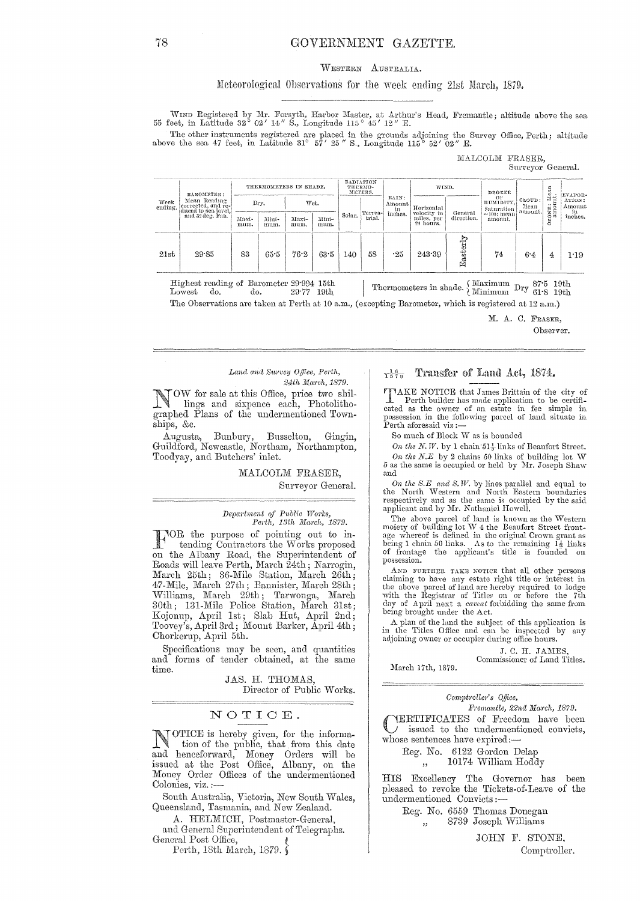WESTERN AUSTRALIA.

## Meteorological Observations for the week ending 21st March, 1879.

WIND Registered by Mr. Forsyth, Harbor Master, at Arthur's Head, Fremantle; altitude above the sea 55 feet, in Latitude 32° 02′ 14″ S., Longitude 115° 45′ 12″ E.

The other instruments registered are placed in the grounds adjoining the Survey Office, Perth; altitude above the sea 47 feet, in Latitude 31° 57′ 25″ S., Longitude 115° 52′ 02″ E.

MALCOLM FRASER,
Surveyor General.

| Week ending. | BAROMETER: Mean Reading corrected, and reduced to sea level, and 32 deg. Fah. | THERMOMETERS IN SHADE. Dry. Maximum. | Dry. Minimum. | Wet. Maximum. | Wet. Minimum. | RADIATION THERMOMETERS. Solar. | Terrestrial. | RAIN: Amount in inches. | WIND. Horizontal velocity in miles, per 24 hours. | General direction. | DEGREE OF HUMIDITY, Saturation =100: mean amount. | CLOUD: Mean amount. | OZONE: Mean amount. | EVAPORATION: Amount in inches. |
|---|---|---|---|---|---|---|---|---|---|---|---|---|---|---|
| 21st | 29·85 | 83 | 65·5 | 76·2 | 63·5 | 140 | 58 | ·25 | 243·39 | Easterly | 74 | 6·4 | 4 | 1·19 |

Highest reading of Barometer 29·994 15th
Lowest do. do. 29·77 19th

Thermometers in shade. { Maximum Dry 87·5 19th; Minimum Dry 61·8 19th }

The Observations are taken at Perth at 10 a.m., (excepting Barometer, which is registered at 12 a.m.)

M. A. C. FRASER,
Observer.

---

*Land and Survey Office, Perth,*
*24th March, 1879.*

NOW for sale at this Office, price two shillings and sixpence each, Photolithographed Plans of the undermentioned Townships, &c.

Augusta, Bunbury, Busselton, Gingin, Guildford, Newcastle, Northam, Northampton, Toodyay, and Butchers' inlet.

MALCOLM FRASER,
Surveyor General.

---

*Department of Public Works,*
*Perth, 13th March, 1879.*

FOR the purpose of pointing out to intending Contractors the Works proposed on the Albany Road, the Superintendent of Roads will leave Perth, March 24th; Narrogin, March 25th; 36-Mile Station, March 26th; 47-Mile, March 27th; Bannister, March 28th; Williams, March 29th; Tarwonga, March 30th; 131-Mile Police Station, March 31st; Kojonup, April 1st; Slab Hut, April 2nd; Toovey's, April 3rd; Mount Barker, April 4th; Chorkerup, April 5th.

Specifications may be seen, and quantities and forms of tender obtained, at the same time.

JAS. H. THOMAS,
Director of Public Works.

---

## NOTICE.

NOTICE is hereby given, for the information of the public, that from this date and henceforward, Money Orders will be issued at the Post Office, Albany, on the Money Order Offices of the undermentioned Colonies, viz.:—

South Australia, Victoria, New South Wales, Queensland, Tasmania, and New Zealand.

A. HELMICH, Postmaster-General,
and General Superintendent of Telegraphs.
General Post Office,
Perth, 18th March, 1879.

---

16/1879 **Transfer of Land Act, 1874.**

TAKE NOTICE that James Brittain of the city of Perth builder has made application to be certificated as the owner of an estate in fee simple in possession in the following parcel of land situate in Perth aforesaid viz:—

So much of Block W as is bounded

*On the N.W.* by 1 chain 51½ links of Beaufort Street.

*On the N.E* by 2 chains 50 links of building lot W 5 as the same is occupied or held by Mr. Joseph Shaw and

*On the S.E and S.W.* by lines parallel and equal to the North Western and North Eastern boundaries respectively and as the same is occupied by the said applicant and by Mr. Nathaniel Howell.

The above parcel of land is known as the Western moiety of building lot W 4 the Beaufort Street frontage whereof is defined in the original Crown grant as being 1 chain 50 links. As to the remaining 1½ links of frontage the applicant's title is founded on possession.

AND FURTHER TAKE NOTICE that all other persons claiming to have any estate right title or interest in the above parcel of land are hereby required to lodge with the Registrar of Titles on or before the 7th day of April next a *caveat* forbidding the same from being brought under the Act.

A plan of the land the subject of this application is in the Titles Office and can be inspected by any adjoining owner or occupier during office hours.

J. C. H. JAMES,
Commissioner of Land Titles.

March 17th, 1879.

---

*Comptroller's Office,*
*Fremantle, 22nd March, 1879.*

CERTIFICATES of Freedom have been issued to the undermentioned convicts, whose sentences have expired:—

Reg. No. 6122 Gordon Delap
" 10174 William Hoddy

HIS Excellency The Governor has been pleased to revoke the Tickets-of-Leave of the undermentioned Convicts:—

Reg. No. 6559 Thomas Donegan
" 8739 Joseph Williams

JOHN F. STONE,
Comptroller.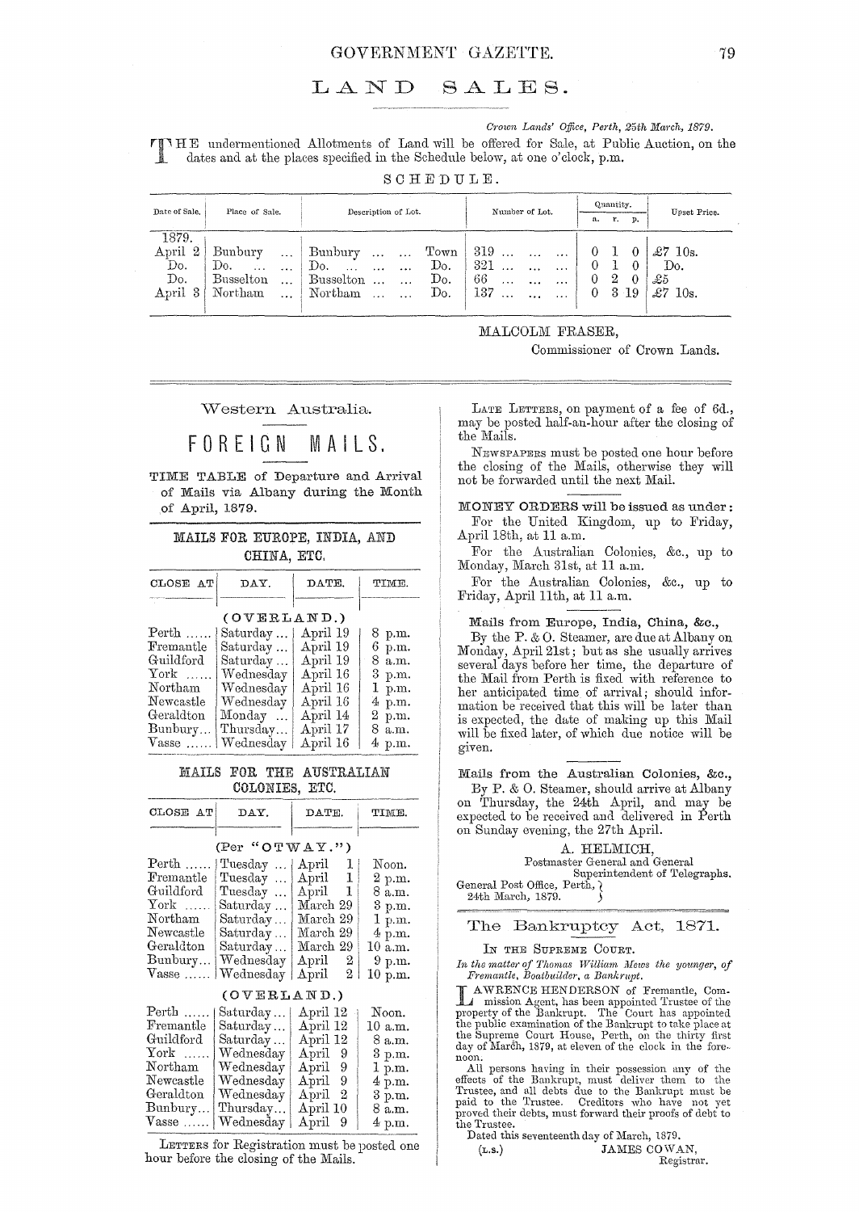# LAND SALES.

*Crown Lands' Office, Perth, 25th March, 1879.*

THE undermentioned Allotments of Land will be offered for Sale, at Public Auction, on the dates and at the places specified in the Schedule below, at one o'clock, p.m.

SCHEDULE.

| Date of Sale. | Place of Sale. | Description of Lot. | | Number of Lot. | Quantity. | | | Upset Price. |
|---|---|---|---|---|---|---|---|---|
| | | | | | a. | r. | p. | |
| 1879. | | | | | | | | |
| April 2 | Bunbury ... | Bunbury ... ... | Town | 319 ... ... ... | 0 | 1 | 0 | £7 10s. |
| Do. | Do. ... ... | Do. ... ... ... | Do. | 321 ... ... ... | 0 | 1 | 0 | Do. |
| Do. | Busselton ... | Busselton ... ... | Do. | 66 ... ... ... | 0 | 2 | 0 | £5 |
| April 3 | Northam ... | Northam ... ... | Do. | 137 ... ... ... | 0 | 3 | 19 | £7 10s. |

MALCOLM FRASER,
Commissioner of Crown Lands.

---

Western Australia.

## FOREIGN MAILS.

TIME TABLE of Departure and Arrival of Mails via Albany during the Month of April, 1879.

### MAILS FOR EUROPE, INDIA, AND CHINA, ETC.

| CLOSE AT | DAY. | DATE. | TIME. |
|---|---|---|---|
| | (OVERLAND.) | | |
| Perth ...... | Saturday ... | April 19 | 8 p.m. |
| Fremantle | Saturday ... | April 19 | 6 p.m. |
| Guildford | Saturday ... | April 19 | 8 a.m. |
| York ...... | Wednesday | April 16 | 3 p.m. |
| Northam | Wednesday | April 16 | 1 p.m. |
| Newcastle | Wednesday | April 16 | 4 p.m. |
| Geraldton | Monday ... | April 14 | 2 p.m. |
| Bunbury... | Thursday... | April 17 | 8 a.m. |
| Vasse ...... | Wednesday | April 16 | 4 p.m. |

### MAILS FOR THE AUSTRALIAN COLONIES, ETC.

| CLOSE AT | DAY. | DATE. | TIME. |
|---|---|---|---|
| | (Per "OTWAY.") | | |
| Perth ...... | Tuesday ... | April 1 | Noon. |
| Fremantle | Tuesday ... | April 1 | 2 p.m. |
| Guildford | Tuesday ... | April 1 | 8 a.m. |
| York ...... | Saturday ... | March 29 | 3 p.m. |
| Northam | Saturday... | March 29 | 1 p.m. |
| Newcastle | Saturday... | March 29 | 4 p.m. |
| Geraldton | Saturday... | March 29 | 10 a.m. |
| Bunbury... | Wednesday | April 2 | 9 p.m. |
| Vasse ...... | Wednesday | April 2 | 10 p.m. |
| | (OVERLAND.) | | |
| Perth ...... | Saturday... | April 12 | Noon. |
| Fremantle | Saturday... | April 12 | 10 a.m. |
| Guildford | Saturday... | April 12 | 8 a.m. |
| York ...... | Wednesday | April 9 | 3 p.m. |
| Northam | Wednesday | April 9 | 1 p.m. |
| Newcastle | Wednesday | April 9 | 4 p.m. |
| Geraldton | Wednesday | April 2 | 3 p.m. |
| Bunbury... | Thursday... | April 10 | 8 a.m. |
| Vasse ...... | Wednesday | April 9 | 4 p.m. |

LETTERS for Registration must be posted one hour before the closing of the Mails.

LATE LETTERS, on payment of a fee of 6d., may be posted half-an-hour after the closing of the Mails.

NEWSPAPERS must be posted one hour before the closing of the Mails, otherwise they will not be forwarded until the next Mail.

MONEY ORDERS will be issued as under:

For the United Kingdom, up to Friday, April 18th, at 11 a.m.

For the Australian Colonies, &c., up to Monday, March 31st, at 11 a.m.

For the Australian Colonies, &c., up to Friday, April 11th, at 11 a.m.

---

Mails from Europe, India, China, &c.,

By the P. & O. Steamer, are due at Albany on Monday, April 21st; but as she usually arrives several days before her time, the departure of the Mail from Perth is fixed with reference to her anticipated time of arrival; should information be received that this will be later than is expected, the date of making up this Mail will be fixed later, of which due notice will be given.

---

Mails from the Australian Colonies, &c.,

By P. & O. Steamer, should arrive at Albany on Thursday, the 24th April, and may be expected to be received and delivered in Perth on Sunday evening, the 27th April.

A. HELMICH,
Postmaster General and General Superintendent of Telegraphs.

General Post Office, Perth,
24th March, 1879.

---

## The Bankruptcy Act, 1871.

IN THE SUPREME COURT.

*In the matter of Thomas William Mews the younger, of Fremantle, Boatbuilder, a Bankrupt.*

LAWRENCE HENDERSON of Fremantle, Commission Agent, has been appointed Trustee of the property of the Bankrupt. The Court has appointed the public examination of the Bankrupt to take place at the Supreme Court House, Perth, on the thirty first day of March, 1879, at eleven of the clock in the forenoon.

All persons having in their possession any of the effects of the Bankrupt, must deliver them to the Trustee, and all debts due to the Bankrupt must be paid to the Trustee. Creditors who have not yet proved their debts, must forward their proofs of debt to the Trustee.

Dated this seventeenth day of March, 1879.

(L.S.) JAMES COWAN,
Registrar.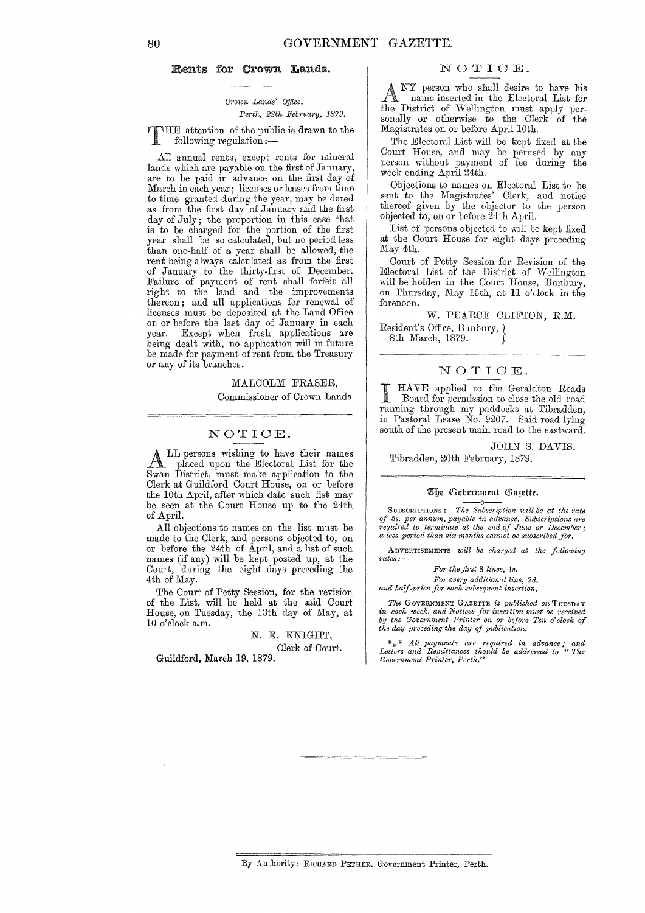## Rents for Crown Lands.

*Crown Lands' Office,*
*Perth, 28th February, 1879.*

THE attention of the public is drawn to the following regulation:—

All annual rents, except rents for mineral lands which are payable on the first of January, are to be paid in advance on the first day of March in each year; licenses or leases from time to time granted during the year, may be dated as from the first day of January and the first day of July; the proportion in this case that is to be charged for the portion of the first year shall be so calculated, but no period less than one-half of a year shall be allowed, the rent being always calculated as from the first of January to the thirty-first of December. Failure of payment of rent shall forfeit all right to the land and the improvements thereon; and all applications for renewal of licenses must be deposited at the Land Office on or before the last day of January in each year. Except when fresh applications are being dealt with, no application will in future be made for payment of rent from the Treasury or any of its branches.

MALCOLM FRASER,
Commissioner of Crown Lands

---

## NOTICE.

ALL persons wishing to have their names placed upon the Electoral List for the Swan District, must make application to the Clerk at Guildford Court House, on or before the 10th April, after which date such list may be seen at the Court House up to the 24th of April.

All objections to names on the list must be made to the Clerk, and persons objected to, on or before the 24th of April, and a list of such names (if any) will be kept posted up, at the Court, during the eight days preceding the 4th of May.

The Court of Petty Session, for the revision of the List, will be held at the said Court House, on Tuesday, the 13th day of May, at 10 o'clock a.m.

N. E. KNIGHT,
Clerk of Court.

Guildford, March 19, 1879.

---

## NOTICE.

ANY person who shall desire to have his name inserted in the Electoral List for the District of Wellington must apply personally or otherwise to the Clerk of the Magistrates on or before April 10th.

The Electoral List will be kept fixed at the Court House, and may be perused by any person without payment of fee during the week ending April 24th.

Objections to names on Electoral List to be sent to the Magistrates' Clerk, and notice thereof given by the objector to the person objected to, on or before 24th April.

List of persons objected to will be kept fixed at the Court House for eight days preceding May 4th.

Court of Petty Session for Revision of the Electoral List of the District of Wellington will be holden in the Court House, Bunbury, on Thursday, May 15th, at 11 o'clock in the forenoon.

W. PEARCE CLIFTON, R.M.

Resident's Office, Bunbury,
8th March, 1879.

---

## NOTICE.

I HAVE applied to the Geraldton Roads Board for permission to close the old road running through my paddocks at Tibradden, in Pastoral Lease No. 9207. Said road lying south of the present main road to the eastward.

JOHN S. DAVIS.

Tibradden, 20th February, 1879.

---

### The Government Gazette.

SUBSCRIPTIONS:—*The Subscription will be at the rate of 5s. per annum, payable in advance. Subscriptions are required to terminate at the end of June or December; a less period than six months cannot be subscribed for.*

ADVERTISEMENTS *will be charged at the following rates:—*

*For the first 8 lines, 4s.*
*For every additional line, 2d.*
*and half-price for each subsequent insertion.*

*The* GOVERNMENT GAZETTE *is published on* TUESDAY *in each week, and Notices for insertion must be received by the Government Printer on or before Ten o'clock of the day preceding the day of publication.*

*** *All payments are required in advance; and Letters and Remittances should be addressed to "The Government Printer, Perth."*

---

By Authority: RICHARD PETHER, Government Printer, Perth.